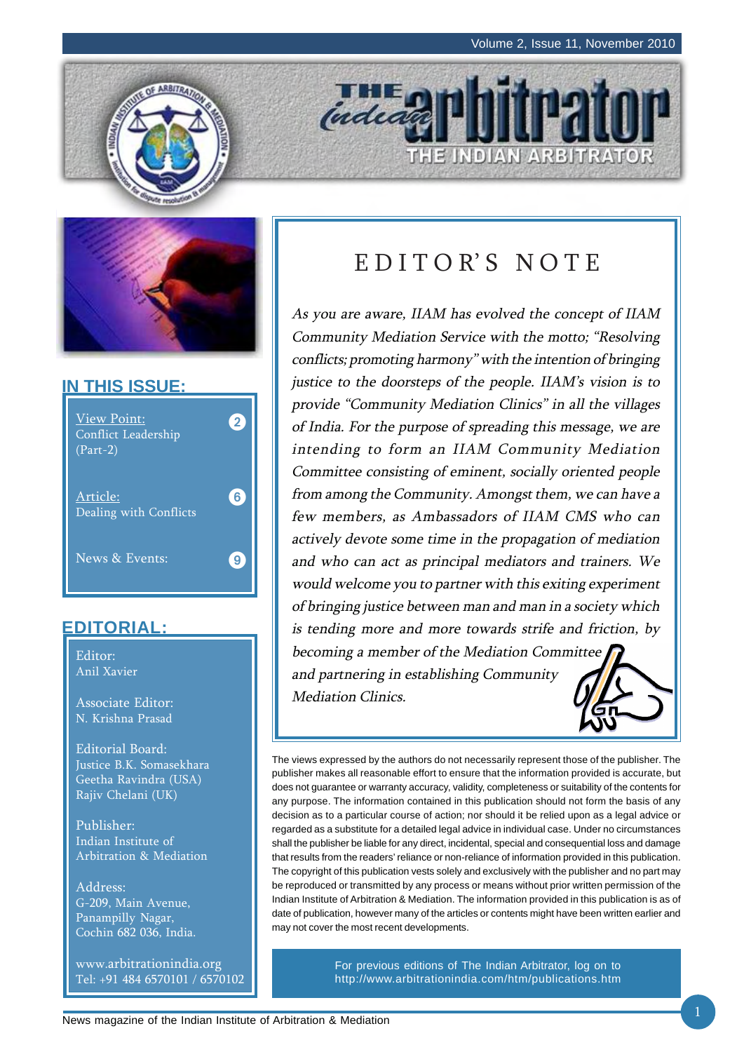# THE INDIAN ARBITRATOR

## IN THIS ISSUE:

- View Point: Conflict Leadership (Part-2) — 2
- Article: Dealing with Conflicts — 6
- News & Events: — 9

## EDITORIAL:

Editor:
Anil Xavier

Associate Editor:
N. Krishna Prasad

Editorial Board:
Justice B.K. Somasekhara
Geetha Ravindra (USA)
Rajiv Chelani (UK)

Publisher:
Indian Institute of Arbitration & Mediation

Address:
G-209, Main Avenue,
Panampilly Nagar,
Cochin 682 036, India.

www.arbitrationindia.org
Tel: +91 484 6570101 / 6570102

## EDITOR'S NOTE

*As you are aware, IIAM has evolved the concept of IIAM Community Mediation Service with the motto; "Resolving conflicts; promoting harmony" with the intention of bringing justice to the doorsteps of the people. IIAM's vision is to provide "Community Mediation Clinics" in all the villages of India. For the purpose of spreading this message, we are intending to form an IIAM Community Mediation Committee consisting of eminent, socially oriented people from among the Community. Amongst them, we can have a few members, as Ambassadors of IIAM CMS who can actively devote some time in the propagation of mediation and who can act as principal mediators and trainers. We would welcome you to partner with this exiting experiment of bringing justice between man and man in a society which is tending more and more towards strife and friction, by becoming a member of the Mediation Committee and partnering in establishing Community Mediation Clinics.*

The views expressed by the authors do not necessarily represent those of the publisher. The publisher makes all reasonable effort to ensure that the information provided is accurate, but does not guarantee or warranty accuracy, validity, completeness or suitability of the contents for any purpose. The information contained in this publication should not form the basis of any decision as to a particular course of action; nor should it be relied upon as a legal advice or regarded as a substitute for a detailed legal advice in individual case. Under no circumstances shall the publisher be liable for any direct, incidental, special and consequential loss and damage that results from the readers' reliance or non-reliance of information provided in this publication. The copyright of this publication vests solely and exclusively with the publisher and no part may be reproduced or transmitted by any process or means without prior written permission of the Indian Institute of Arbitration & Mediation. The information provided in this publication is as of date of publication, however many of the articles or contents might have been written earlier and may not cover the most recent developments.

For previous editions of The Indian Arbitrator, log on to http://www.arbitrationindia.com/htm/publications.htm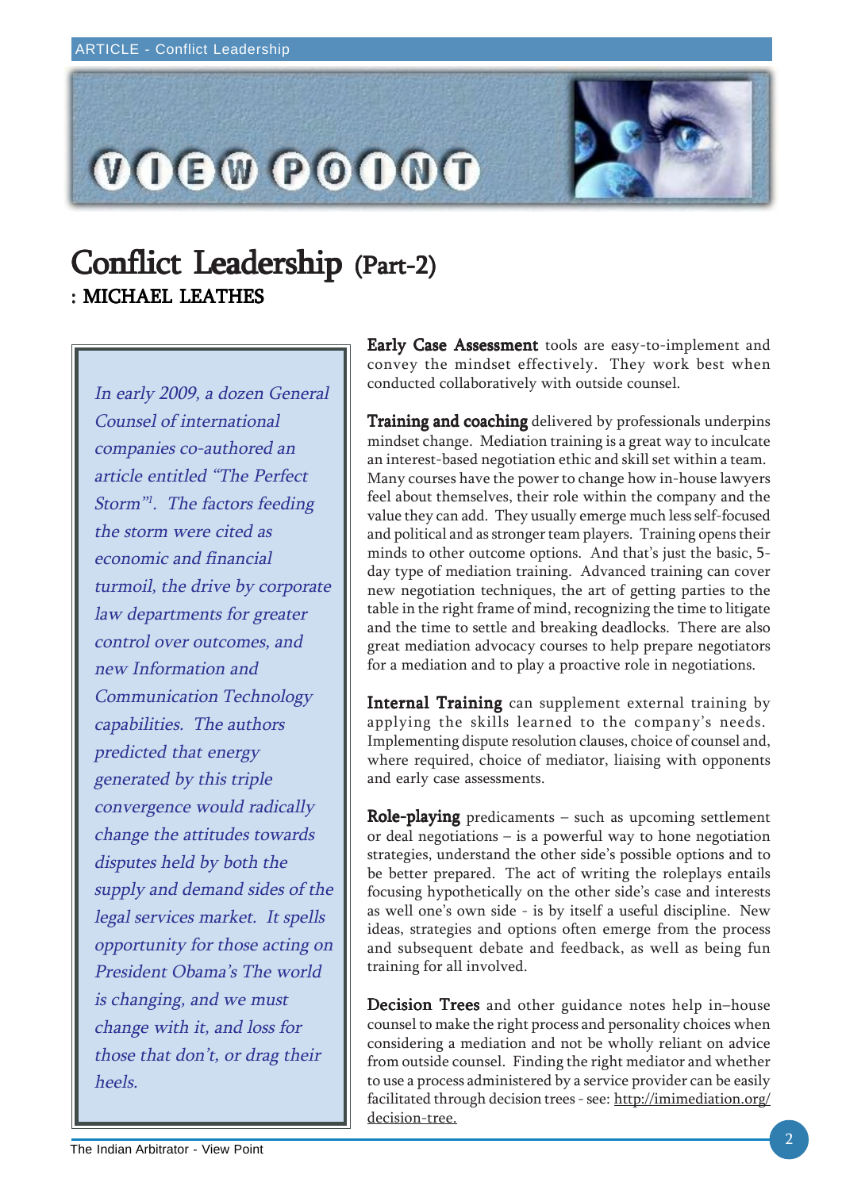# Conflict Leadership (Part-2)

**: MICHAEL LEATHES**

> *In early 2009, a dozen General Counsel of international companies co-authored an article entitled "The Perfect Storm"[1]. The factors feeding the storm were cited as economic and financial turmoil, the drive by corporate law departments for greater control over outcomes, and new Information and Communication Technology capabilities. The authors predicted that energy generated by this triple convergence would radically change the attitudes towards disputes held by both the supply and demand sides of the legal services market. It spells opportunity for those acting on President Obama's The world is changing, and we must change with it, and loss for those that don't, or drag their heels.*

**Early Case Assessment** tools are easy-to-implement and convey the mindset effectively. They work best when conducted collaboratively with outside counsel.

**Training and coaching** delivered by professionals underpins mindset change. Mediation training is a great way to inculcate an interest-based negotiation ethic and skill set within a team. Many courses have the power to change how in-house lawyers feel about themselves, their role within the company and the value they can add. They usually emerge much less self-focused and political and as stronger team players. Training opens their minds to other outcome options. And that's just the basic, 5-day type of mediation training. Advanced training can cover new negotiation techniques, the art of getting parties to the table in the right frame of mind, recognizing the time to litigate and the time to settle and breaking deadlocks. There are also great mediation advocacy courses to help prepare negotiators for a mediation and to play a proactive role in negotiations.

**Internal Training** can supplement external training by applying the skills learned to the company's needs. Implementing dispute resolution clauses, choice of counsel and, where required, choice of mediator, liaising with opponents and early case assessments.

**Role-playing** predicaments – such as upcoming settlement or deal negotiations – is a powerful way to hone negotiation strategies, understand the other side's possible options and to be better prepared. The act of writing the roleplays entails focusing hypothetically on the other side's case and interests as well one's own side - is by itself a useful discipline. New ideas, strategies and options often emerge from the process and subsequent debate and feedback, as well as being fun training for all involved.

**Decision Trees** and other guidance notes help in–house counsel to make the right process and personality choices when considering a mediation and not be wholly reliant on advice from outside counsel. Finding the right mediator and whether to use a process administered by a service provider can be easily facilitated through decision trees - see: http://imimediation.org/decision-tree.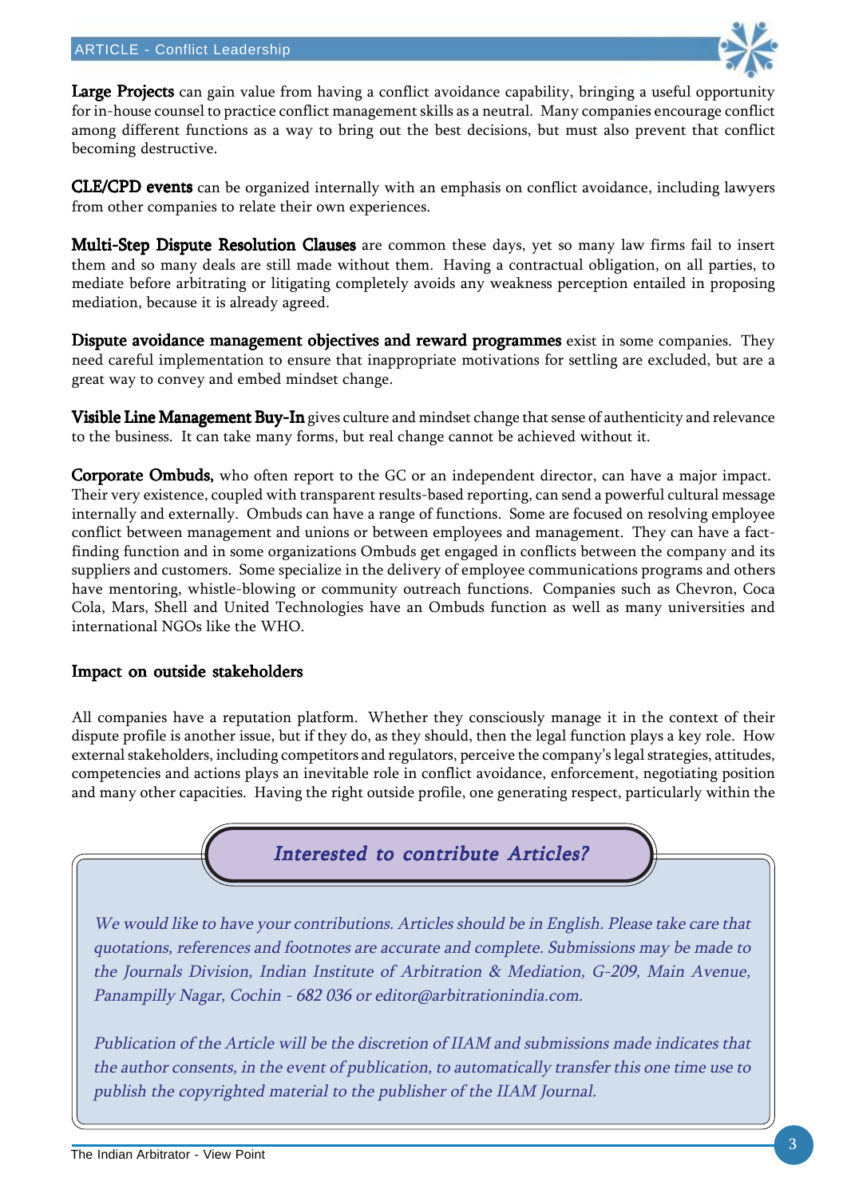**Large Projects** can gain value from having a conflict avoidance capability, bringing a useful opportunity for in-house counsel to practice conflict management skills as a neutral. Many companies encourage conflict among different functions as a way to bring out the best decisions, but must also prevent that conflict becoming destructive.

**CLE/CPD events** can be organized internally with an emphasis on conflict avoidance, including lawyers from other companies to relate their own experiences.

**Multi-Step Dispute Resolution Clauses** are common these days, yet so many law firms fail to insert them and so many deals are still made without them. Having a contractual obligation, on all parties, to mediate before arbitrating or litigating completely avoids any weakness perception entailed in proposing mediation, because it is already agreed.

**Dispute avoidance management objectives and reward programmes** exist in some companies. They need careful implementation to ensure that inappropriate motivations for settling are excluded, but are a great way to convey and embed mindset change.

**Visible Line Management Buy-In** gives culture and mindset change that sense of authenticity and relevance to the business. It can take many forms, but real change cannot be achieved without it.

**Corporate Ombuds,** who often report to the GC or an independent director, can have a major impact. Their very existence, coupled with transparent results-based reporting, can send a powerful cultural message internally and externally. Ombuds can have a range of functions. Some are focused on resolving employee conflict between management and unions or between employees and management. They can have a fact-finding function and in some organizations Ombuds get engaged in conflicts between the company and its suppliers and customers. Some specialize in the delivery of employee communications programs and others have mentoring, whistle-blowing or community outreach functions. Companies such as Chevron, Coca Cola, Mars, Shell and United Technologies have an Ombuds function as well as many universities and international NGOs like the WHO.

## Impact on outside stakeholders

All companies have a reputation platform. Whether they consciously manage it in the context of their dispute profile is another issue, but if they do, as they should, then the legal function plays a key role. How external stakeholders, including competitors and regulators, perceive the company's legal strategies, attitudes, competencies and actions plays an inevitable role in conflict avoidance, enforcement, negotiating position and many other capacities. Having the right outside profile, one generating respect, particularly within the

> ***Interested to contribute Articles?***
>
> *We would like to have your contributions. Articles should be in English. Please take care that quotations, references and footnotes are accurate and complete. Submissions may be made to the Journals Division, Indian Institute of Arbitration & Mediation, G-209, Main Avenue, Panampilly Nagar, Cochin - 682 036 or editor@arbitrationindia.com.*
>
> *Publication of the Article will be the discretion of IIAM and submissions made indicates that the author consents, in the event of publication, to automatically transfer this one time use to publish the copyrighted material to the publisher of the IIAM Journal.*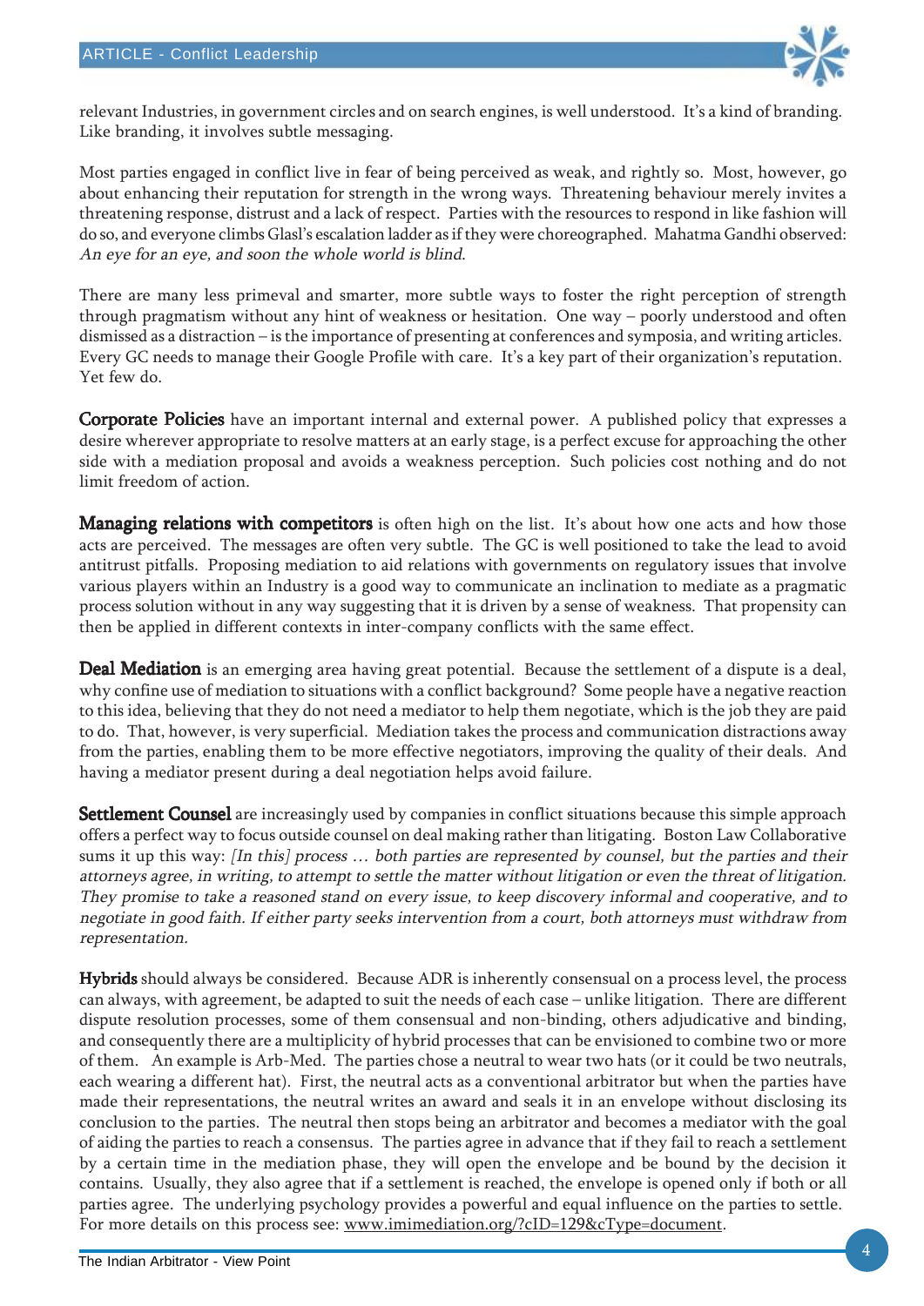relevant Industries, in government circles and on search engines, is well understood. It's a kind of branding. Like branding, it involves subtle messaging.

Most parties engaged in conflict live in fear of being perceived as weak, and rightly so. Most, however, go about enhancing their reputation for strength in the wrong ways. Threatening behaviour merely invites a threatening response, distrust and a lack of respect. Parties with the resources to respond in like fashion will do so, and everyone climbs Glasl's escalation ladder as if they were choreographed. Mahatma Gandhi observed: *An eye for an eye, and soon the whole world is blind*.

There are many less primeval and smarter, more subtle ways to foster the right perception of strength through pragmatism without any hint of weakness or hesitation. One way – poorly understood and often dismissed as a distraction – is the importance of presenting at conferences and symposia, and writing articles. Every GC needs to manage their Google Profile with care. It's a key part of their organization's reputation. Yet few do.

**Corporate Policies** have an important internal and external power. A published policy that expresses a desire wherever appropriate to resolve matters at an early stage, is a perfect excuse for approaching the other side with a mediation proposal and avoids a weakness perception. Such policies cost nothing and do not limit freedom of action.

**Managing relations with competitors** is often high on the list. It's about how one acts and how those acts are perceived. The messages are often very subtle. The GC is well positioned to take the lead to avoid antitrust pitfalls. Proposing mediation to aid relations with governments on regulatory issues that involve various players within an Industry is a good way to communicate an inclination to mediate as a pragmatic process solution without in any way suggesting that it is driven by a sense of weakness. That propensity can then be applied in different contexts in inter-company conflicts with the same effect.

**Deal Mediation** is an emerging area having great potential. Because the settlement of a dispute is a deal, why confine use of mediation to situations with a conflict background? Some people have a negative reaction to this idea, believing that they do not need a mediator to help them negotiate, which is the job they are paid to do. That, however, is very superficial. Mediation takes the process and communication distractions away from the parties, enabling them to be more effective negotiators, improving the quality of their deals. And having a mediator present during a deal negotiation helps avoid failure.

**Settlement Counsel** are increasingly used by companies in conflict situations because this simple approach offers a perfect way to focus outside counsel on deal making rather than litigating. Boston Law Collaborative sums it up this way: *[In this] process … both parties are represented by counsel, but the parties and their attorneys agree, in writing, to attempt to settle the matter without litigation or even the threat of litigation. They promise to take a reasoned stand on every issue, to keep discovery informal and cooperative, and to negotiate in good faith. If either party seeks intervention from a court, both attorneys must withdraw from representation.*

**Hybrids** should always be considered. Because ADR is inherently consensual on a process level, the process can always, with agreement, be adapted to suit the needs of each case – unlike litigation. There are different dispute resolution processes, some of them consensual and non-binding, others adjudicative and binding, and consequently there are a multiplicity of hybrid processes that can be envisioned to combine two or more of them. An example is Arb-Med. The parties chose a neutral to wear two hats (or it could be two neutrals, each wearing a different hat). First, the neutral acts as a conventional arbitrator but when the parties have made their representations, the neutral writes an award and seals it in an envelope without disclosing its conclusion to the parties. The neutral then stops being an arbitrator and becomes a mediator with the goal of aiding the parties to reach a consensus. The parties agree in advance that if they fail to reach a settlement by a certain time in the mediation phase, they will open the envelope and be bound by the decision it contains. Usually, they also agree that if a settlement is reached, the envelope is opened only if both or all parties agree. The underlying psychology provides a powerful and equal influence on the parties to settle. For more details on this process see: www.imimediation.org/?cID=129&cType=document.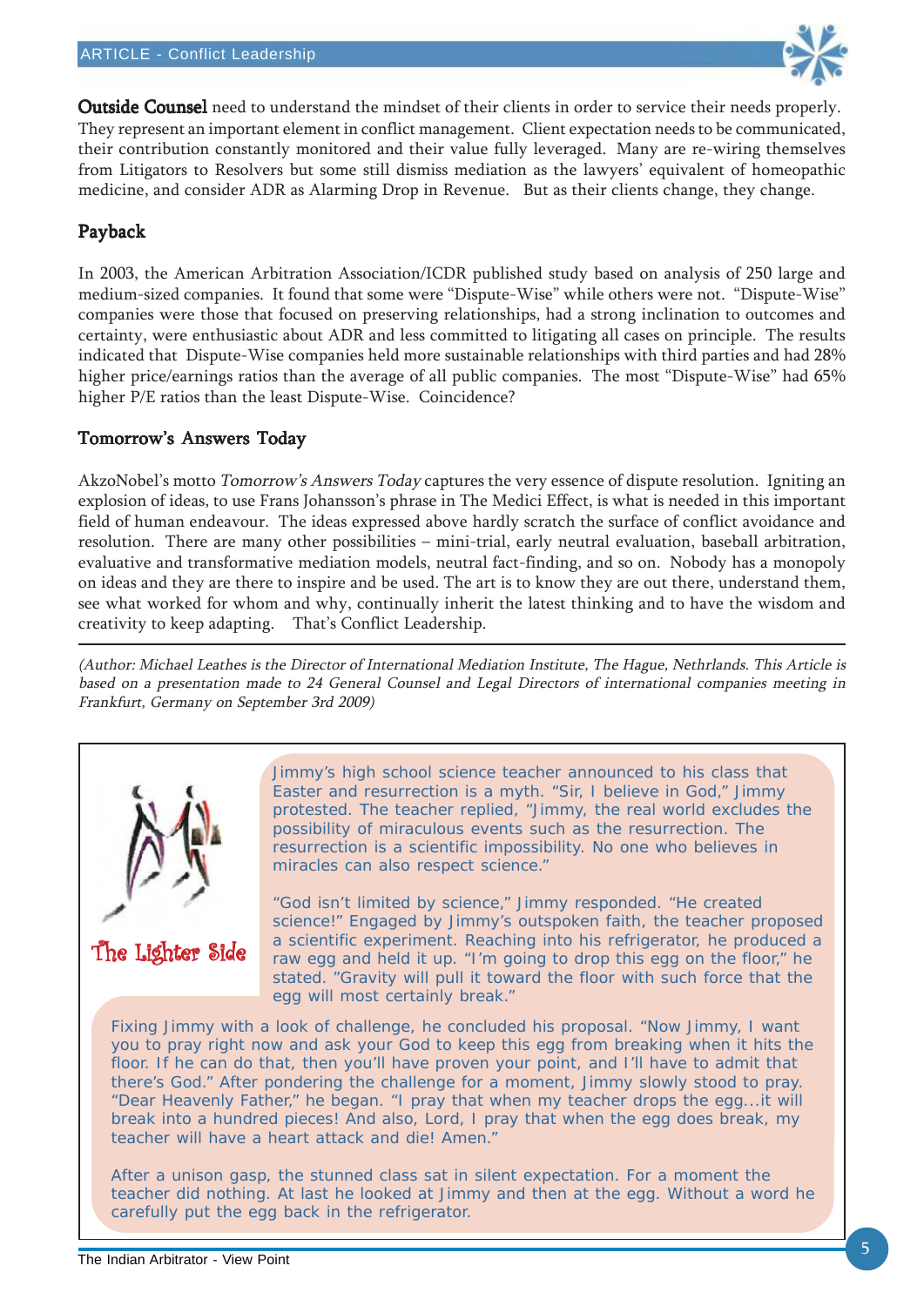**Outside Counsel** need to understand the mindset of their clients in order to service their needs properly. They represent an important element in conflict management. Client expectation needs to be communicated, their contribution constantly monitored and their value fully leveraged. Many are re-wiring themselves from Litigators to Resolvers but some still dismiss mediation as the lawyers' equivalent of homeopathic medicine, and consider ADR as Alarming Drop in Revenue. But as their clients change, they change.

## Payback

In 2003, the American Arbitration Association/ICDR published study based on analysis of 250 large and medium-sized companies. It found that some were "Dispute-Wise" while others were not. "Dispute-Wise" companies were those that focused on preserving relationships, had a strong inclination to outcomes and certainty, were enthusiastic about ADR and less committed to litigating all cases on principle. The results indicated that Dispute-Wise companies held more sustainable relationships with third parties and had 28% higher price/earnings ratios than the average of all public companies. The most "Dispute-Wise" had 65% higher P/E ratios than the least Dispute-Wise. Coincidence?

## Tomorrow's Answers Today

AkzoNobel's motto *Tomorrow's Answers Today* captures the very essence of dispute resolution. Igniting an explosion of ideas, to use Frans Johansson's phrase in The Medici Effect, is what is needed in this important field of human endeavour. The ideas expressed above hardly scratch the surface of conflict avoidance and resolution. There are many other possibilities – mini-trial, early neutral evaluation, baseball arbitration, evaluative and transformative mediation models, neutral fact-finding, and so on. Nobody has a monopoly on ideas and they are there to inspire and be used. The art is to know they are out there, understand them, see what worked for whom and why, continually inherit the latest thinking and to have the wisdom and creativity to keep adapting. That's Conflict Leadership.

---

*(Author: Michael Leathes is the Director of International Mediation Institute, The Hague, Nethrlands. This Article is based on a presentation made to 24 General Counsel and Legal Directors of international companies meeting in Frankfurt, Germany on September 3rd 2009)*

## The Lighter Side

Jimmy's high school science teacher announced to his class that Easter and resurrection is a myth. "Sir, I believe in God," Jimmy protested. The teacher replied, "Jimmy, the real world excludes the possibility of miraculous events such as the resurrection. The resurrection is a scientific impossibility. No one who believes in miracles can also respect science."

"God isn't limited by science," Jimmy responded. "He created science!" Engaged by Jimmy's outspoken faith, the teacher proposed a scientific experiment. Reaching into his refrigerator, he produced a raw egg and held it up. "I'm going to drop this egg on the floor," he stated. "Gravity will pull it toward the floor with such force that the egg will most certainly break."

Fixing Jimmy with a look of challenge, he concluded his proposal. "Now Jimmy, I want you to pray right now and ask your God to keep this egg from breaking when it hits the floor. If he can do that, then you'll have proven your point, and I'll have to admit that there's God." After pondering the challenge for a moment, Jimmy slowly stood to pray. "Dear Heavenly Father," he began. "I pray that when my teacher drops the egg...it will break into a hundred pieces! And also, Lord, I pray that when the egg does break, my teacher will have a heart attack and die! Amen."

After a unison gasp, the stunned class sat in silent expectation. For a moment the teacher did nothing. At last he looked at Jimmy and then at the egg. Without a word he carefully put the egg back in the refrigerator.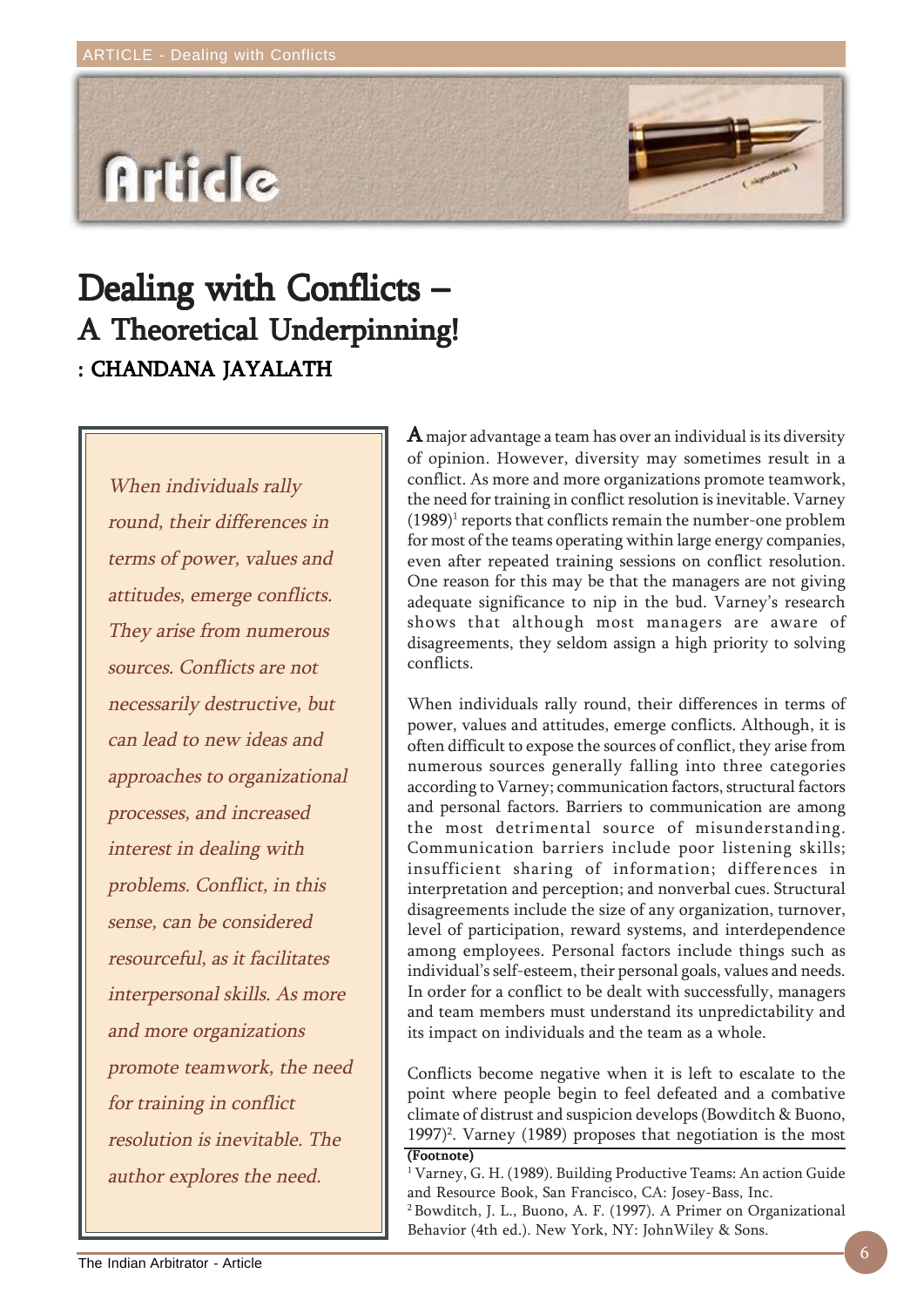# Dealing with Conflicts – A Theoretical Underpinning!

**: CHANDANA JAYALATH**

*When individuals rally round, their differences in terms of power, values and attitudes, emerge conflicts. They arise from numerous sources. Conflicts are not necessarily destructive, but can lead to new ideas and approaches to organizational processes, and increased interest in dealing with problems. Conflict, in this sense, can be considered resourceful, as it facilitates interpersonal skills. As more and more organizations promote teamwork, the need for training in conflict resolution is inevitable. The author explores the need.*

A major advantage a team has over an individual is its diversity of opinion. However, diversity may sometimes result in a conflict. As more and more organizations promote teamwork, the need for training in conflict resolution is inevitable. Varney (1989)[1] reports that conflicts remain the number-one problem for most of the teams operating within large energy companies, even after repeated training sessions on conflict resolution. One reason for this may be that the managers are not giving adequate significance to nip in the bud. Varney's research shows that although most managers are aware of disagreements, they seldom assign a high priority to solving conflicts.

When individuals rally round, their differences in terms of power, values and attitudes, emerge conflicts. Although, it is often difficult to expose the sources of conflict, they arise from numerous sources generally falling into three categories according to Varney; communication factors, structural factors and personal factors. Barriers to communication are among the most detrimental source of misunderstanding. Communication barriers include poor listening skills; insufficient sharing of information; differences in interpretation and perception; and nonverbal cues. Structural disagreements include the size of any organization, turnover, level of participation, reward systems, and interdependence among employees. Personal factors include things such as individual's self-esteem, their personal goals, values and needs. In order for a conflict to be dealt with successfully, managers and team members must understand its unpredictability and its impact on individuals and the team as a whole.

Conflicts become negative when it is left to escalate to the point where people begin to feel defeated and a combative climate of distrust and suspicion develops (Bowditch & Buono, 1997)[2]. Varney (1989) proposes that negotiation is the most

**(Footnote)**

[1] Varney, G. H. (1989). Building Productive Teams: An action Guide and Resource Book, San Francisco, CA: Josey-Bass, Inc.

[2] Bowditch, J. L., Buono, A. F. (1997). A Primer on Organizational Behavior (4th ed.). New York, NY: JohnWiley & Sons.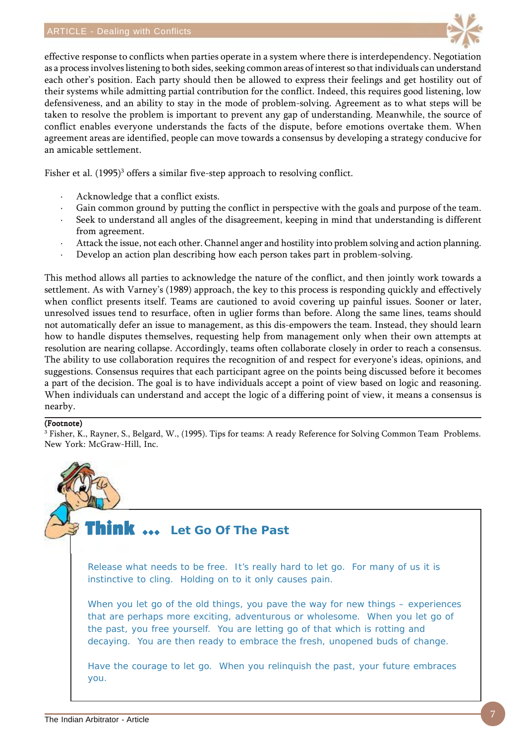effective response to conflicts when parties operate in a system where there is interdependency. Negotiation as a process involves listening to both sides, seeking common areas of interest so that individuals can understand each other's position. Each party should then be allowed to express their feelings and get hostility out of their systems while admitting partial contribution for the conflict. Indeed, this requires good listening, low defensiveness, and an ability to stay in the mode of problem-solving. Agreement as to what steps will be taken to resolve the problem is important to prevent any gap of understanding. Meanwhile, the source of conflict enables everyone understands the facts of the dispute, before emotions overtake them. When agreement areas are identified, people can move towards a consensus by developing a strategy conducive for an amicable settlement.

Fisher et al. (1995)[3] offers a similar five-step approach to resolving conflict.

- Acknowledge that a conflict exists.
- Gain common ground by putting the conflict in perspective with the goals and purpose of the team.
- Seek to understand all angles of the disagreement, keeping in mind that understanding is different from agreement.
- Attack the issue, not each other. Channel anger and hostility into problem solving and action planning.
- Develop an action plan describing how each person takes part in problem-solving.

This method allows all parties to acknowledge the nature of the conflict, and then jointly work towards a settlement. As with Varney's (1989) approach, the key to this process is responding quickly and effectively when conflict presents itself. Teams are cautioned to avoid covering up painful issues. Sooner or later, unresolved issues tend to resurface, often in uglier forms than before. Along the same lines, teams should not automatically defer an issue to management, as this dis-empowers the team. Instead, they should learn how to handle disputes themselves, requesting help from management only when their own attempts at resolution are nearing collapse. Accordingly, teams often collaborate closely in order to reach a consensus. The ability to use collaboration requires the recognition of and respect for everyone's ideas, opinions, and suggestions. Consensus requires that each participant agree on the points being discussed before it becomes a part of the decision. The goal is to have individuals accept a point of view based on logic and reasoning. When individuals can understand and accept the logic of a differing point of view, it means a consensus is nearby.

---

**(Footnote)**

[3] Fisher, K., Rayner, S., Belgard, W., (1995). Tips for teams: A ready Reference for Solving Common Team Problems. New York: McGraw-Hill, Inc.

## Think ... Let Go Of The Past

Release what needs to be free. It's really hard to let go. For many of us it is instinctive to cling. Holding on to it only causes pain.

When you let go of the old things, you pave the way for new things – experiences that are perhaps more exciting, adventurous or wholesome. When you let go of the past, you free yourself. You are letting go of that which is rotting and decaying. You are then ready to embrace the fresh, unopened buds of change.

Have the courage to let go. When you relinquish the past, your future embraces you.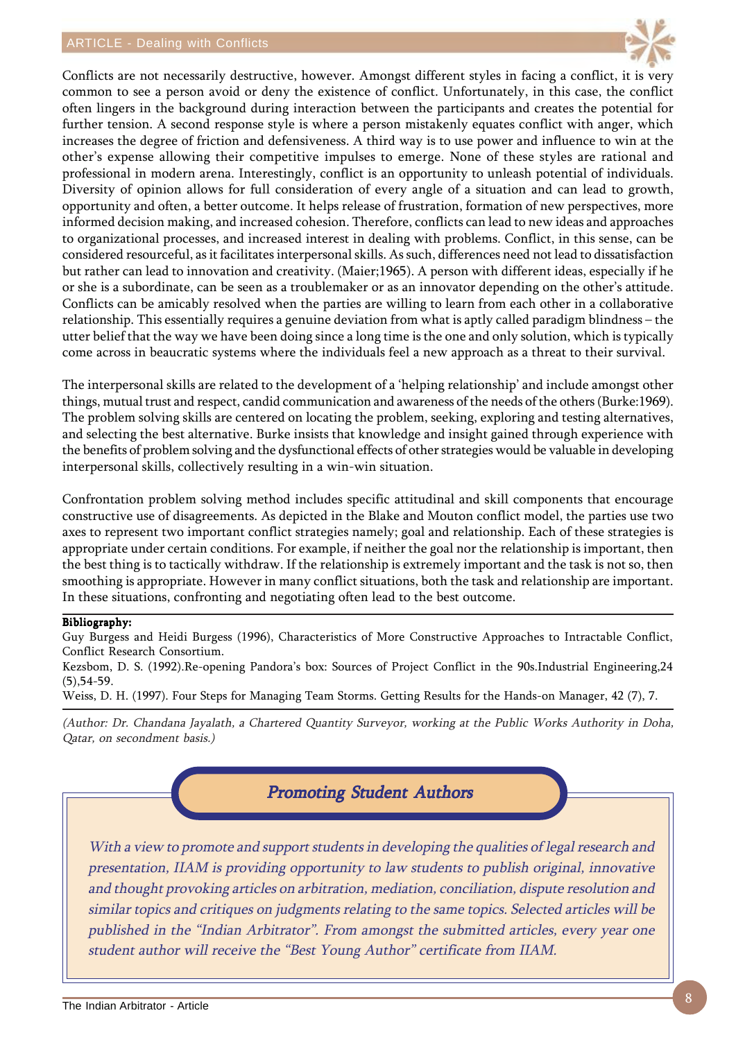Conflicts are not necessarily destructive, however. Amongst different styles in facing a conflict, it is very common to see a person avoid or deny the existence of conflict. Unfortunately, in this case, the conflict often lingers in the background during interaction between the participants and creates the potential for further tension. A second response style is where a person mistakenly equates conflict with anger, which increases the degree of friction and defensiveness. A third way is to use power and influence to win at the other's expense allowing their competitive impulses to emerge. None of these styles are rational and professional in modern arena. Interestingly, conflict is an opportunity to unleash potential of individuals. Diversity of opinion allows for full consideration of every angle of a situation and can lead to growth, opportunity and often, a better outcome. It helps release of frustration, formation of new perspectives, more informed decision making, and increased cohesion. Therefore, conflicts can lead to new ideas and approaches to organizational processes, and increased interest in dealing with problems. Conflict, in this sense, can be considered resourceful, as it facilitates interpersonal skills. As such, differences need not lead to dissatisfaction but rather can lead to innovation and creativity. (Maier;1965). A person with different ideas, especially if he or she is a subordinate, can be seen as a troublemaker or as an innovator depending on the other's attitude. Conflicts can be amicably resolved when the parties are willing to learn from each other in a collaborative relationship. This essentially requires a genuine deviation from what is aptly called paradigm blindness – the utter belief that the way we have been doing since a long time is the one and only solution, which is typically come across in beaucratic systems where the individuals feel a new approach as a threat to their survival.

The interpersonal skills are related to the development of a 'helping relationship' and include amongst other things, mutual trust and respect, candid communication and awareness of the needs of the others (Burke:1969). The problem solving skills are centered on locating the problem, seeking, exploring and testing alternatives, and selecting the best alternative. Burke insists that knowledge and insight gained through experience with the benefits of problem solving and the dysfunctional effects of other strategies would be valuable in developing interpersonal skills, collectively resulting in a win-win situation.

Confrontation problem solving method includes specific attitudinal and skill components that encourage constructive use of disagreements. As depicted in the Blake and Mouton conflict model, the parties use two axes to represent two important conflict strategies namely; goal and relationship. Each of these strategies is appropriate under certain conditions. For example, if neither the goal nor the relationship is important, then the best thing is to tactically withdraw. If the relationship is extremely important and the task is not so, then smoothing is appropriate. However in many conflict situations, both the task and relationship are important. In these situations, confronting and negotiating often lead to the best outcome.

**Bibliography:**

Guy Burgess and Heidi Burgess (1996), Characteristics of More Constructive Approaches to Intractable Conflict, Conflict Research Consortium.

Kezsbom, D. S. (1992).Re-opening Pandora's box: Sources of Project Conflict in the 90s.Industrial Engineering,24 (5),54-59.

Weiss, D. H. (1997). Four Steps for Managing Team Storms. Getting Results for the Hands-on Manager, 42 (7), 7.

*(Author: Dr. Chandana Jayalath, a Chartered Quantity Surveyor, working at the Public Works Authority in Doha, Qatar, on secondment basis.)*

## *Promoting Student Authors*

*With a view to promote and support students in developing the qualities of legal research and presentation, IIAM is providing opportunity to law students to publish original, innovative and thought provoking articles on arbitration, mediation, conciliation, dispute resolution and similar topics and critiques on judgments relating to the same topics. Selected articles will be published in the "Indian Arbitrator". From amongst the submitted articles, every year one student author will receive the "Best Young Author" certificate from IIAM.*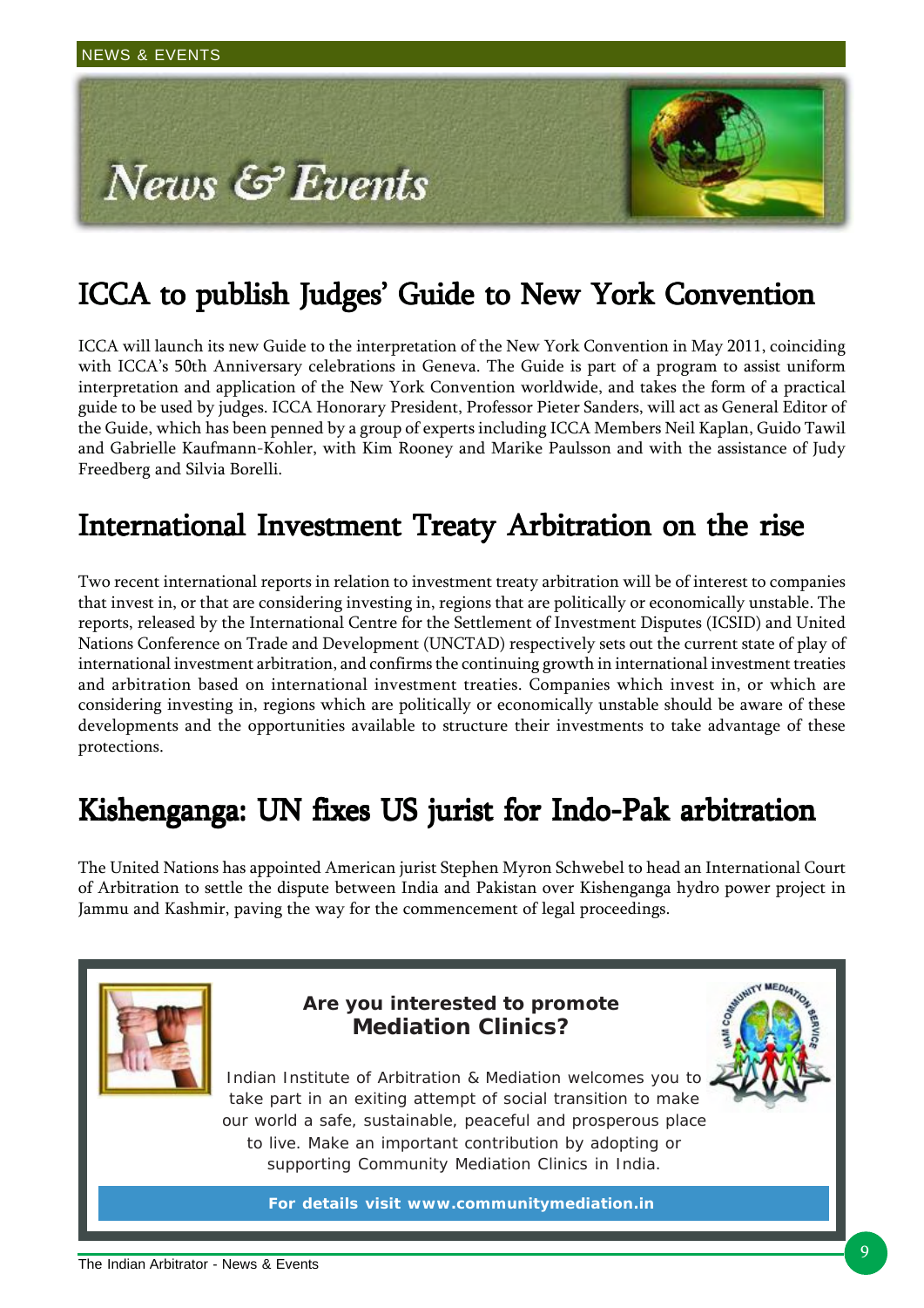# News & Events

## ICCA to publish Judges' Guide to New York Convention

ICCA will launch its new Guide to the interpretation of the New York Convention in May 2011, coinciding with ICCA's 50th Anniversary celebrations in Geneva. The Guide is part of a program to assist uniform interpretation and application of the New York Convention worldwide, and takes the form of a practical guide to be used by judges. ICCA Honorary President, Professor Pieter Sanders, will act as General Editor of the Guide, which has been penned by a group of experts including ICCA Members Neil Kaplan, Guido Tawil and Gabrielle Kaufmann-Kohler, with Kim Rooney and Marike Paulsson and with the assistance of Judy Freedberg and Silvia Borelli.

## International Investment Treaty Arbitration on the rise

Two recent international reports in relation to investment treaty arbitration will be of interest to companies that invest in, or that are considering investing in, regions that are politically or economically unstable. The reports, released by the International Centre for the Settlement of Investment Disputes (ICSID) and United Nations Conference on Trade and Development (UNCTAD) respectively sets out the current state of play of international investment arbitration, and confirms the continuing growth in international investment treaties and arbitration based on international investment treaties. Companies which invest in, or which are considering investing in, regions which are politically or economically unstable should be aware of these developments and the opportunities available to structure their investments to take advantage of these protections.

## Kishenganga: UN fixes US jurist for Indo-Pak arbitration

The United Nations has appointed American jurist Stephen Myron Schwebel to head an International Court of Arbitration to settle the dispute between India and Pakistan over Kishenganga hydro power project in Jammu and Kashmir, paving the way for the commencement of legal proceedings.

**Are you interested to promote Mediation Clinics?**

Indian Institute of Arbitration & Mediation welcomes you to take part in an exiting attempt of social transition to make our world a safe, sustainable, peaceful and prosperous place to live. Make an important contribution by adopting or supporting Community Mediation Clinics in India.

**For details visit www.communitymediation.in**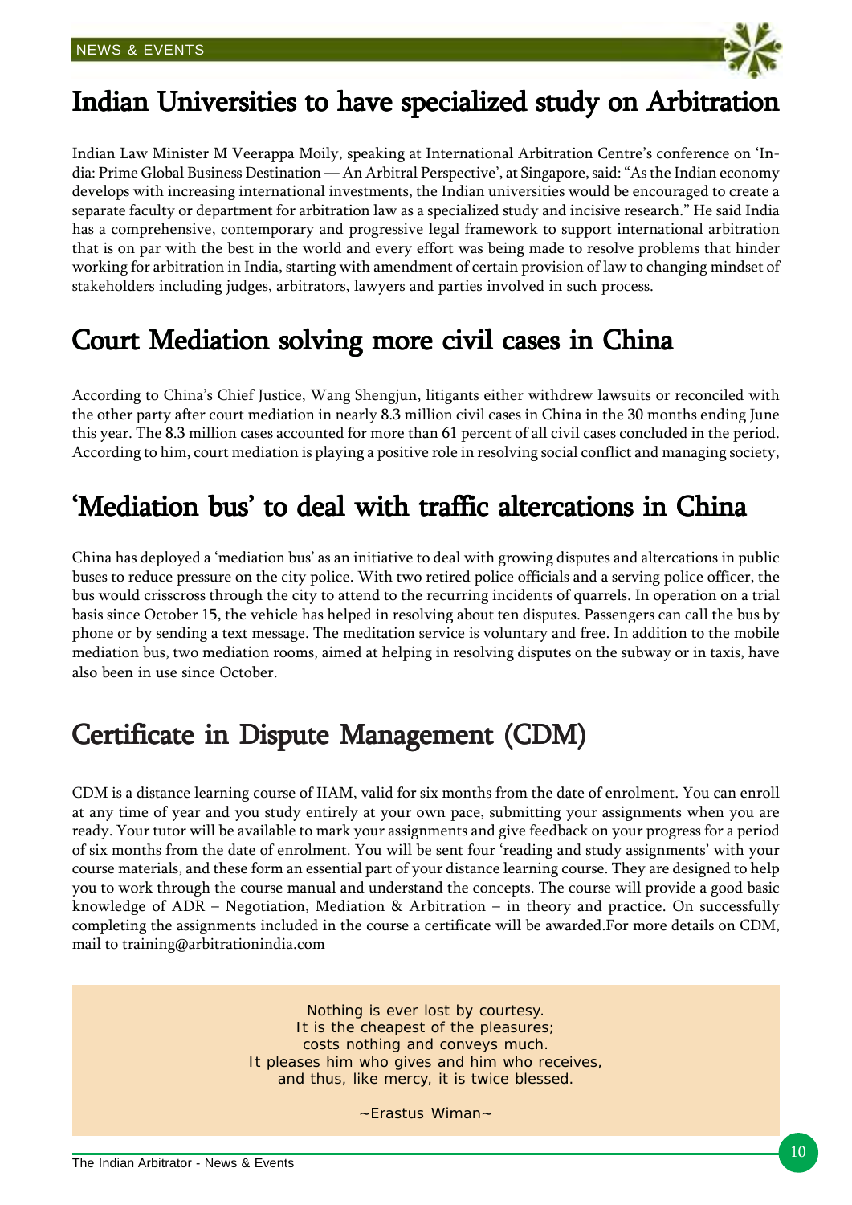# Indian Universities to have specialized study on Arbitration

Indian Law Minister M Veerappa Moily, speaking at International Arbitration Centre's conference on 'India: Prime Global Business Destination — An Arbitral Perspective', at Singapore, said: "As the Indian economy develops with increasing international investments, the Indian universities would be encouraged to create a separate faculty or department for arbitration law as a specialized study and incisive research." He said India has a comprehensive, contemporary and progressive legal framework to support international arbitration that is on par with the best in the world and every effort was being made to resolve problems that hinder working for arbitration in India, starting with amendment of certain provision of law to changing mindset of stakeholders including judges, arbitrators, lawyers and parties involved in such process.

# Court Mediation solving more civil cases in China

According to China's Chief Justice, Wang Shengjun, litigants either withdrew lawsuits or reconciled with the other party after court mediation in nearly 8.3 million civil cases in China in the 30 months ending June this year. The 8.3 million cases accounted for more than 61 percent of all civil cases concluded in the period. According to him, court mediation is playing a positive role in resolving social conflict and managing society,

# 'Mediation bus' to deal with traffic altercations in China

China has deployed a 'mediation bus' as an initiative to deal with growing disputes and altercations in public buses to reduce pressure on the city police. With two retired police officials and a serving police officer, the bus would crisscross through the city to attend to the recurring incidents of quarrels. In operation on a trial basis since October 15, the vehicle has helped in resolving about ten disputes. Passengers can call the bus by phone or by sending a text message. The meditation service is voluntary and free. In addition to the mobile mediation bus, two mediation rooms, aimed at helping in resolving disputes on the subway or in taxis, have also been in use since October.

# Certificate in Dispute Management (CDM)

CDM is a distance learning course of IIAM, valid for six months from the date of enrolment. You can enroll at any time of year and you study entirely at your own pace, submitting your assignments when you are ready. Your tutor will be available to mark your assignments and give feedback on your progress for a period of six months from the date of enrolment. You will be sent four 'reading and study assignments' with your course materials, and these form an essential part of your distance learning course. They are designed to help you to work through the course manual and understand the concepts. The course will provide a good basic knowledge of ADR – Negotiation, Mediation & Arbitration – in theory and practice. On successfully completing the assignments included in the course a certificate will be awarded.For more details on CDM, mail to training@arbitrationindia.com

> Nothing is ever lost by courtesy.
> It is the cheapest of the pleasures;
> costs nothing and conveys much.
> It pleases him who gives and him who receives,
> and thus, like mercy, it is twice blessed.
>
> ~Erastus Wiman~